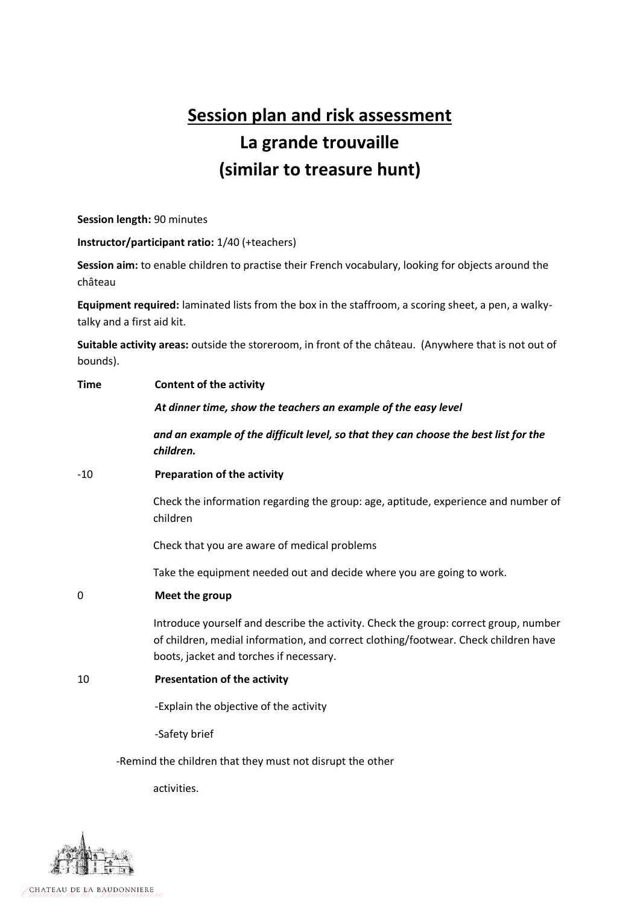# Session plan and risk assessment
# La grande trouvaille
# (similar to treasure hunt)

**Session length:** 90 minutes

**Instructor/participant ratio:** 1/40 (+teachers)

**Session aim:** to enable children to practise their French vocabulary, looking for objects around the château

**Equipment required:** laminated lists from the box in the staffroom, a scoring sheet, a pen, a walky-talky and a first aid kit.

**Suitable activity areas:** outside the storeroom, in front of the château. (Anywhere that is not out of bounds).

**Time** | **Content of the activity**

***At dinner time, show the teachers an example of the easy level and an example of the difficult level, so that they can choose the best list for the children.***

**-10** | **Preparation of the activity**

Check the information regarding the group: age, aptitude, experience and number of children

Check that you are aware of medical problems

Take the equipment needed out and decide where you are going to work.

**0** | **Meet the group**

Introduce yourself and describe the activity. Check the group: correct group, number of children, medial information, and correct clothing/footwear. Check children have boots, jacket and torches if necessary.

**10** | **Presentation of the activity**

-Explain the objective of the activity

-Safety brief

-Remind the children that they must not disrupt the other activities.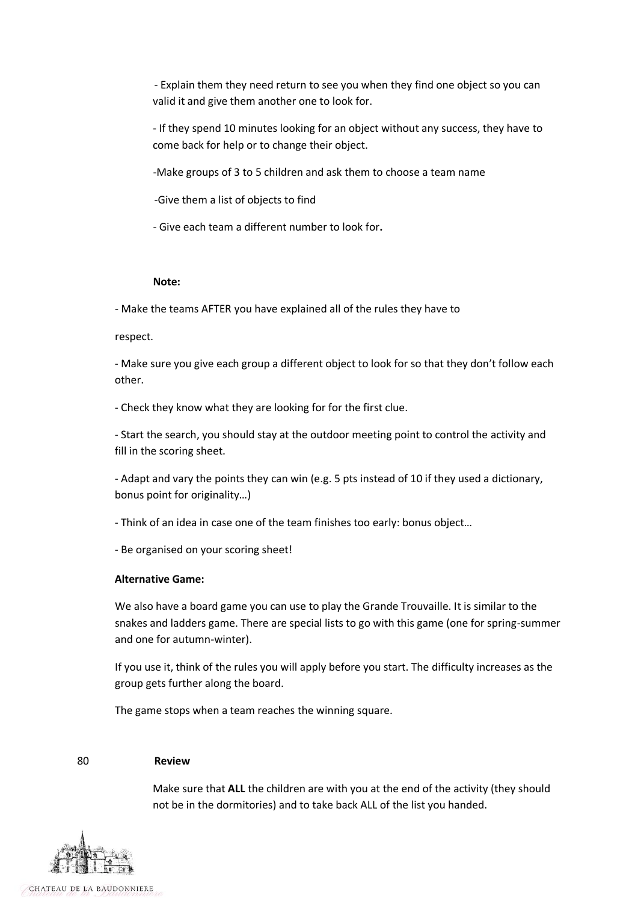- Explain them they need return to see you when they find one object so you can valid it and give them another one to look for.

- If they spend 10 minutes looking for an object without any success, they have to come back for help or to change their object.

-Make groups of 3 to 5 children and ask them to choose a team name

-Give them a list of objects to find

- Give each team a different number to look for**.**

**Note:**

- Make the teams AFTER you have explained all of the rules they have to

respect.

- Make sure you give each group a different object to look for so that they don't follow each other.

- Check they know what they are looking for for the first clue.

- Start the search, you should stay at the outdoor meeting point to control the activity and fill in the scoring sheet.

- Adapt and vary the points they can win (e.g. 5 pts instead of 10 if they used a dictionary, bonus point for originality…)

- Think of an idea in case one of the team finishes too early: bonus object…

- Be organised on your scoring sheet!

**Alternative Game:**

We also have a board game you can use to play the Grande Trouvaille. It is similar to the snakes and ladders game. There are special lists to go with this game (one for spring-summer and one for autumn-winter).

If you use it, think of the rules you will apply before you start. The difficulty increases as the group gets further along the board.

The game stops when a team reaches the winning square.

80 **Review**

Make sure that **ALL** the children are with you at the end of the activity (they should not be in the dormitories) and to take back ALL of the list you handed.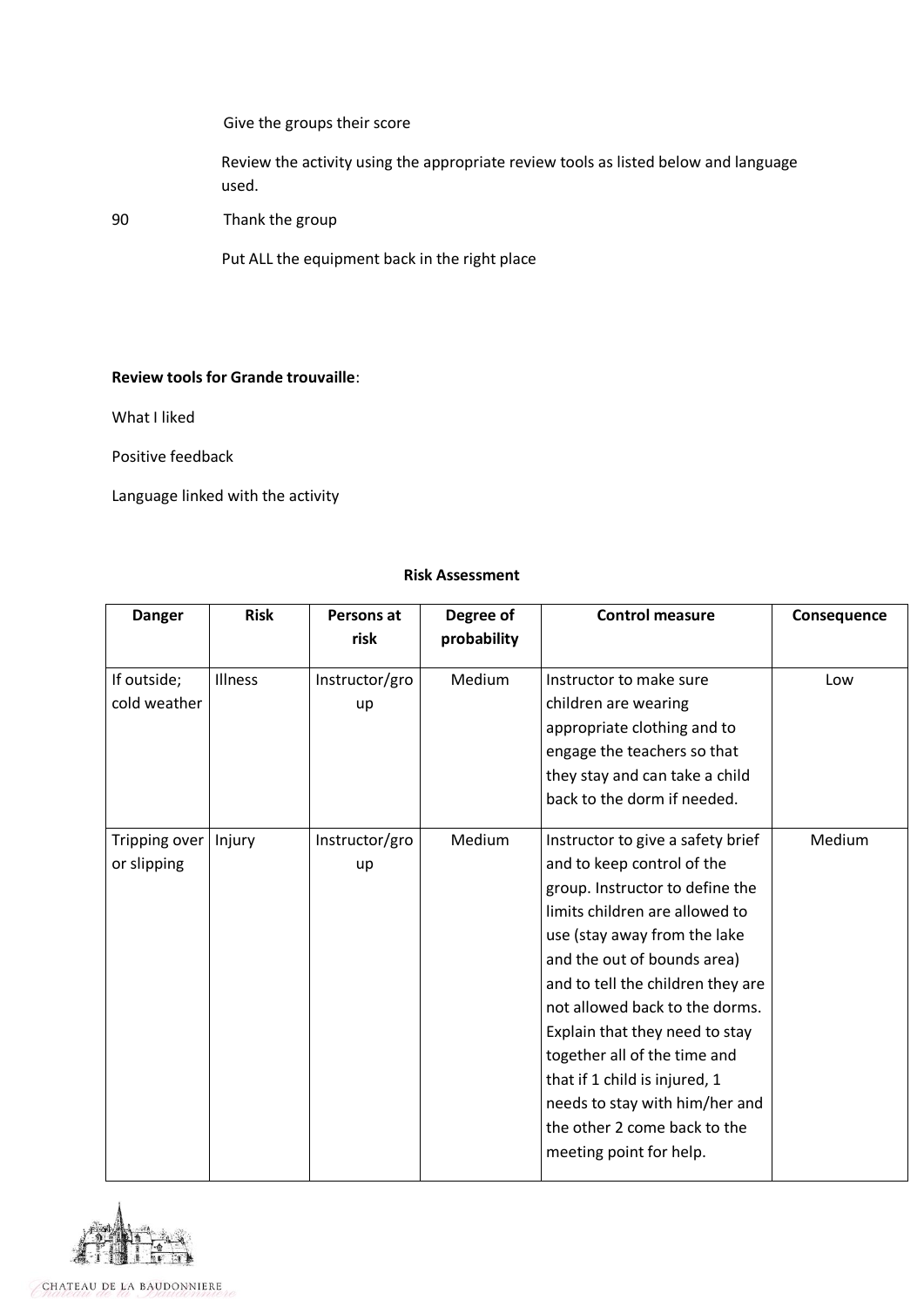Give the groups their score

Review the activity using the appropriate review tools as listed below and language used.

90 Thank the group

Put ALL the equipment back in the right place

**Review tools for Grande trouvaille**:

What I liked

Positive feedback

Language linked with the activity

**Risk Assessment**

| Danger | Risk | Persons at risk | Degree of probability | Control measure | Consequence |
|---|---|---|---|---|---|
| If outside; cold weather | Illness | Instructor/group | Medium | Instructor to make sure children are wearing appropriate clothing and to engage the teachers so that they stay and can take a child back to the dorm if needed. | Low |
| Tripping over or slipping | Injury | Instructor/group | Medium | Instructor to give a safety brief and to keep control of the group. Instructor to define the limits children are allowed to use (stay away from the lake and the out of bounds area) and to tell the children they are not allowed back to the dorms. Explain that they need to stay together all of the time and that if 1 child is injured, 1 needs to stay with him/her and the other 2 come back to the meeting point for help. | Medium |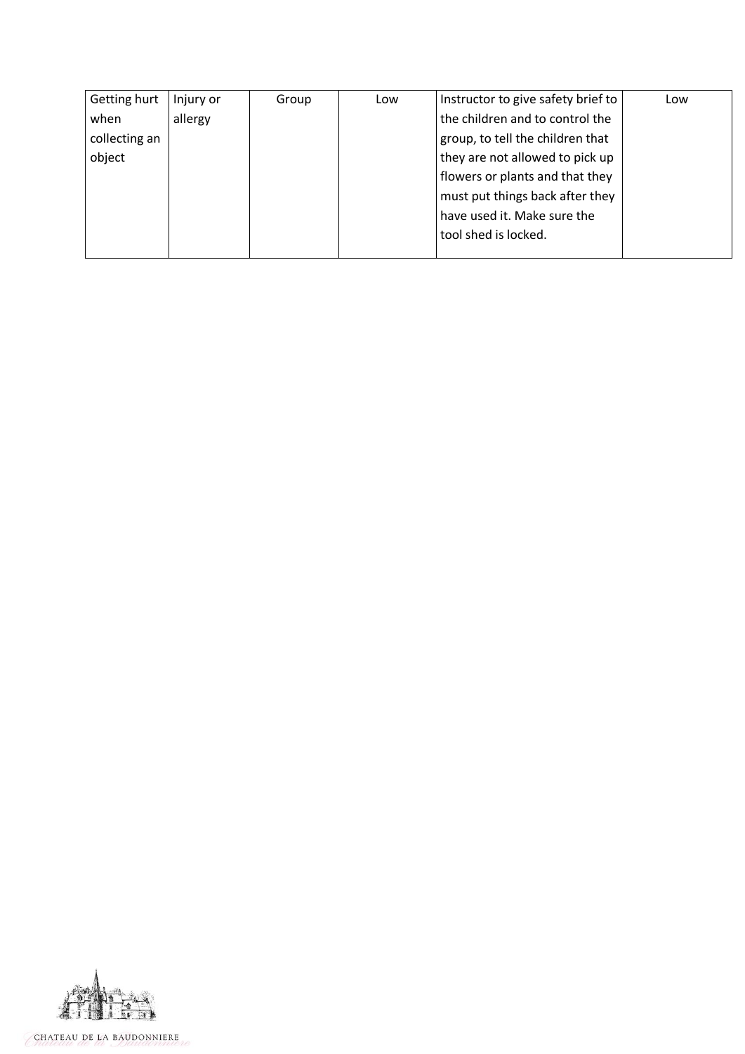| | | | | | |
|---|---|---|---|---|---|
| Getting hurt when collecting an object | Injury or allergy | Group | Low | Instructor to give safety brief to the children and to control the group, to tell the children that they are not allowed to pick up flowers or plants and that they must put things back after they have used it. Make sure the tool shed is locked. | Low |